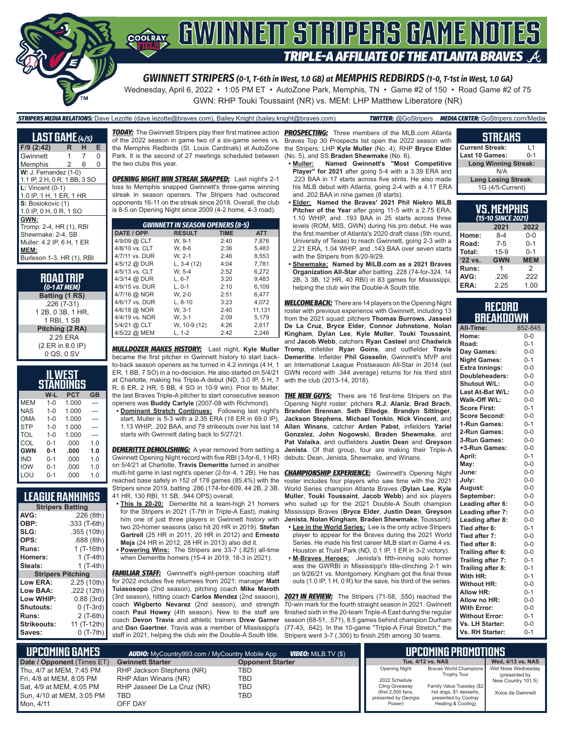# GWINNETT STRIPERS GAME NOTES

## TRIPLE-A AFFILIATE OF THE ATLANTA BRAVES

### GWINNETT STRIPERS (0-1, T-6th in West, 1.0 GB) at MEMPHIS REDBIRDS (1-0, T-1st in West, 1.0 GA)

Wednesday, April 6, 2022 • 1:05 PM ET • AutoZone Park, Memphis, TN • Game #2 of 150 • Road Game #2 of 75

GWN: RHP Touki Toussaint (NR) vs. MEM: LHP Matthew Liberatore (NR)

**STRIPERS MEDIA RELATIONS:** Dave Lezotte (dave.lezotte@braves.com), Bailey Knight (bailey.knight@braves.com) **TWITTER:** @GoStripers **MEDIA CENTER:** GoStripers.com/Media

## LAST GAME (4/5)

| F/9 (2:42) | R | H | E |
|---|---|---|---|
| Gwinnett | 1 | 7 | 0 |
| Memphis | 2 | 6 | 0 |

**W:** J. Fernandez (1-0)
1.1 IP, 2 H, 0 R, 1 BB, 3 SO

**L:** Vincent (0-1)
1.0 IP, 1 H, 1 ER, 1 HR

**S:** Bosiokovic (1)
1.0 IP, 0 H, 0 R, 1 SO

**GWN:**
Tromp: 2-4, HR (1), RBI
Shewmake: 2-4, SB
Muller: 4.2 IP, 6 H, 1 ER

**MEM:**
Burleson 1-3, HR (1), RBI

## ROAD TRIP
*(0-1 AT MEM)*

**Batting (1 RS)**
.226 (7-31)
1 2B, 0 3B, 1 HR,
1 RBI, 1 SB

**Pitching (2 RA)**
2.25 ERA
(2 ER in 8.0 IP)
0 QS, 0 SV

## IL WEST STANDINGS

| | W-L | PCT | GB |
|---|---|---|---|
| MEM | 1-0 | 1.000 | --- |
| NAS | 1-0 | 1.000 | --- |
| OMA | 1-0 | 1.000 | --- |
| STP | 1-0 | 1.000 | --- |
| TOL | 1-0 | 1.000 | --- |
| COL | 0-1 | .000 | 1.0 |
| **GWN** | **0-1** | **.000** | **1.0** |
| IND | 0-1 | .000 | 1.0 |
| IOW | 0-1 | .000 | 1.0 |
| LOU | 0-1 | .000 | 1.0 |

## LEAGUE RANKINGS

| **Stripers Batting** | |
|---|---|
| AVG: | .226 (8th) |
| OBP: | .333 (T-6th) |
| SLG: | .355 (10th) |
| OPS: | .688 (8th) |
| Runs: | 1 (T-16th) |
| Homers: | 1 (T-4th) |
| Steals: | 1 (T-4th) |
| **Stripers Pitching** | |
| Low ERA: | 2.25 (10th) |
| Low BAA: | .222 (12th) |
| Low WHIP: | 0.88 (3rd) |
| Shutouts: | 0 (T-3rd) |
| Runs: | 2 (T-6th) |
| Strikeouts: | 11 (T-12th) |
| Saves: | 0 (T-7th) |

***TODAY:*** The Gwinnett Stripers play their first matinee action of the 2022 season in game two of a six-game series vs. the Memphis Redbirds (St. Louis Cardinals) at AutoZone Park. It is the second of 27 meetings scheduled between the two clubs this year.

***OPENING NIGHT WIN STREAK SNAPPED:*** Last night's 2-1 loss to Memphis snapped Gwinnett's three-game winning streak in season openers. The Stripers had outscored opponents 16-11 on the streak since 2018. Overall, the club is 8-5 on Opening Night since 2009 (4-2 home, 4-3 road).

| *GWINNETT IN SEASON OPENERS (8-5)* | | | |
|---|---|---|---|
| **DATE / OPP.** | **RESULT** | **TIME** | **ATT** |
| 4/9/09 @ CLT | W, 9-1 | 2:40 | 7,876 |
| 4/8/10 vs. CLT | W, 8-6 | 2:36 | 5,483 |
| 4/7/11 vs. DUR | W, 2-1 | 2:46 | 8,553 |
| 4/5/12 @ DUR | L, 3-4 (12) | 4:04 | 7,781 |
| 4/5/13 vs. CLT | W, 5-4 | 2:52 | 6,272 |
| 4/3/14 @ DUR | L, 6-7 | 3:20 | 9,483 |
| 4/9/15 vs. DUR | L, 0-1 | 2:10 | 6,109 |
| 4/7/16 @ NOR | W, 2-0 | 2:51 | 6,477 |
| 4/6/17 vs. DUR | L, 8-10 | 3:23 | 4,072 |
| 4/6/18 @ NOR | W, 3-1 | 2:40 | 11,131 |
| 4/4/19 vs. NOR | W, 3-1 | 2:09 | 5,179 |
| 5/4/21 @ CLT | W, 10-9 (12) | 4:26 | 2,617 |
| 4/5/22 @ MEM | L, 1-2 | 2:42 | 2,246 |

***MULLDOZER MAKES HISTORY:*** Last night, **Kyle Muller** became the first pitcher in Gwinnett history to start back-to-back season openers as he turned in 4.2 innings (4 H, 1 ER, 1 BB, 7 SO) in a no-decision. He also started on 5/4/21 at Charlotte, making his Triple-A debut (ND, 3.0 IP, 5 H, 7 R, 6 ER, 2 HR, 5 BB, 4 SO in 10-9 win). Prior to Muller, the last Braves Triple-A pitcher to start consecutive season openers was **Buddy Carlyle** (2007-08 with Richmond).

- **Dominant Stretch Continues:** Following last night's start, Muller is 5-3 with a 2.35 ERA (18 ER in 69.0 IP), 1.13 WHIP, .202 BAA, and 79 strikeouts over his last 14 starts with Gwinnett dating back to 5/27/21.

***DEMERITTE DEMOLISHING:*** A year removed from setting a Gwinnett Opening Night record with five RBI (3-for-6, 1 HR) on 5/4/21 at Charlotte, **Travis Demeritte** turned in another multi-hit game in last night's opener (2-for-4, 1 2B). He has reached base safely in 152 of 178 games (85.4%) with the Stripers since 2019, batting .286 (174-for-609, 44 2B, 2 3B, 41 HR, 130 RBI, 11 SB, .944 OPS) overall.

- **This Is 20-20:** Demeritte hit a team-high 21 homers for the Stripers in 2021 (T-7th in Triple-A East), making him one of just three players in Gwinnett history with two 20-homer seasons (also hit 20 HR in 2019). **Stefan Gartrell** (25 HR in 2011, 20 HR in 2012) and **Ernesto Mejia** (24 HR in 2012, 28 HR in 2013) also did it.
- **Powering Wins:** The Stripers are 33-7 (.825) all-time when Demeritte homers (15-4 in 2019, 18-3 in 2021).

***FAMILIAR STAFF:*** Gwinnett's eight-person coaching staff for 2022 includes five returnees from 2021: manager **Matt Tuiasosopo** (2nd season), pitching coach **Mike Maroth** (3rd season), hitting coach **Carlos Mendez** (2nd season), coach **Wigberto Nevarez** (2nd season), and strength coach **Paul Howey** (4th season). New to the staff are coach **Devon Travis** and athletic trainers **Drew Garner** and **Dan Gaertner**. Travis was a member of Mississippi's staff in 2021, helping the club win the Double-A South title.

***PROSPECTING:*** Three members of the MLB.com Atlanta Braves Top 30 Prospects list open the 2022 season with the Stripers: LHP **Kyle Muller** (No. 4), RHP **Bryce Elder** (No. 5), and SS **Braden Shewmake** (No. 6).

- **Muller:** Named Gwinnett's "Most Competitive Player" for 2021 after going 5-4 with a 3.39 ERA and .223 BAA in 17 starts across five stints. He also made his MLB debut with Atlanta, going 2-4 with a 4.17 ERA and .202 BAA in nine games (8 starts).
- **Elder:** Named the Braves' 2021 Phil Niekro MiLB Pitcher of the Year after going 11-5 with a 2.75 ERA, 1.10 WHIP, and .193 BAA in 25 starts across three levels (ROM, MIS, GWN) during his pro debut. He was the first member of Atlanta's 2020 draft class (5th round, University of Texas) to reach Gwinnett, going 2-3 with a 2.21 ERA, 1.04 WHIP, and .143 BAA over seven starts with the Stripers from 8/20-9/29.
- **Shewmake:** Named by MiLB.com as a 2021 Braves Organization All-Star after batting .228 (74-for-324, 14 2B, 3 3B, 12 HR, 40 RBI) in 83 games for Mississippi, helping the club win the Double-A South title.

***WELCOME BACK:*** There are 14 players on the Opening Night roster with previous experience with Gwinnett, including 13 from the 2021 squad: pitchers **Thomas Burrows**, **Jasseel De La Cruz**, **Bryce Elder**, **Connor Johnstone**, **Nolan Kingham**, **Dylan Lee**, **Kyle Muller**, **Touki Toussaint**, and **Jacob Webb**, catchers **Ryan Casteel** and **Chadwick Tromp**, infielder **Ryan Goins**, and outfielder **Travis Demeritte**. Infielder **Phil Gosselin**, Gwinnett's MVP and an International League Postseason All-Star in 2014 (set GWN record with .344 average) returns for his third stint with the club (2013-14, 2018).

***THE NEW GUYS:*** There are 16 first-time Stripers on the Opening Night roster: pitchers **R.J. Alaniz**, **Brad Brach**, **Brandon Brennan**, **Seth Elledge**, **Brandyn Sittinger**, **Jackson Stephens**, **Michael Tonkin**, **Nick Vincent**, and **Allan Winans**, catcher **Arden Pabst**, infielders **Yariel Gonzalez**, **John Nogowski**, **Braden Shewmake**, and **Pat Valaika**, and outfielders **Justin Dean** and **Greyson Jenista**. Of that group, four are making their Triple-A debuts: Dean, Jenista, Shewmake, and Winans.

***CHAMPIONSHIP EXPERIENCE:*** Gwinnett's Opening Night roster includes four players who saw time with the 2021 World Series champion Atlanta Braves (**Dylan Lee**, **Kyle Muller**, **Touki Toussaint**, **Jacob Webb**) and six players who suited up for the 2021 Double-A South champion Mississippi Braves (**Bryce Elder**, **Justin Dean**, **Greyson Jenista**, **Nolan Kingham**, **Braden Shewmake**, Toussaint).

- **Lee in the World Series:** Lee is the only active Stripers player to appear for the Braves during the 2021 World Series. He made his first career MLB start in Game 4 vs. Houston at Truist Park (ND, 0.1 IP, 1 ER in 3-2 victory).
- **M-Braves Heroes:** Jenista's fifth-inning solo homer was the GWRBI in Mississippi's title-clinching 2-1 win on 9/26/21 vs. Montgomery. Kingham got the final three outs (1.0 IP, 1 H, 0 R) for the save, his third of the series.

***2021 IN REVIEW:*** The Stripers (71-58, .550) reached the 70-win mark for the fourth straight season in 2021. Gwinnett finished sixth in the 20-team Triple-A East during the regular season (68-51, .571), 8.5 games behind champion Durham (77-43, .642). In the 10-game "Triple-A Final Stretch," the Stripers went 3-7 (.300) to finish 25th among 30 teams.

## STREAKS

| | |
|---|---|
| Current Streak: | L1 |
| Last 10 Games: | 0-1 |
| **Long Winning Streak:** | |
| N/A | |
| **Long Losing Streak:** | |
| 1G (4/5-Current) | |

## VS. MEMPHIS
*(15-10 SINCE 2021)*

| | 2021 | 2022 |
|---|---|---|
| Home: | 8-4 | 0-0 |
| Road: | 7-5 | 0-1 |
| Total: | 15-9 | 0-1 |
| **'22 vs.** | **GWN** | **MEM** |
| Runs: | 1 | 2 |
| AVG: | .226 | .222 |
| ERA: | 2.25 | 1.00 |

## RECORD BREAKDOWN

| | |
|---|---|
| All-Time: | 852-845 |
| Home: | 0-0 |
| Road: | 0-1 |
| Day Games: | 0-0 |
| Night Games: | 0-1 |
| Extra Innings: | 0-0 |
| Doubleheaders: | 0-0 |
| Shutout W/L: | 0-0 |
| Last At-Bat W/L: | 0-0 |
| Walk-Off W/L: | 0-0 |
| Score First: | 0-1 |
| Score Second: | 0-0 |
| 1-Run Games: | 0-1 |
| 2-Run Games: | 0-0 |
| 3-Run Games: | 0-0 |
| +3-Run Games: | 0-0 |
| April: | 0-1 |
| May: | 0-0 |
| June: | 0-0 |
| July: | 0-0 |
| August: | 0-0 |
| September: | 0-0 |
| Leading after 6: | 0-0 |
| Leading after 7: | 0-0 |
| Leading after 8: | 0-0 |
| Tied after 6: | 0-1 |
| Tied after 7: | 0-0 |
| Tied after 8: | 0-0 |
| Trailing after 6: | 0-0 |
| Trailing after 7: | 0-1 |
| Trailing after 8: | 0-1 |
| With HR: | 0-1 |
| Without HR: | 0-0 |
| Allow HR: | 0-1 |
| Allow no HR: | 0-0 |
| With Error: | 0-0 |
| Without Error: | 0-1 |
| Vs. LH Starter: | 0-0 |
| Vs. RH Starter: | 0-1 |

## UPCOMING GAMES

**AUDIO:** MyCountry993.com / MyCountry Mobile App **VIDEO:** MiLB.TV ($)

| Date / Opponent (Times ET) | Gwinnett Starter | Opponent Starter |
|---|---|---|
| Thu, 4/7 at MEM, 7:45 PM | RHP Jackson Stephens (NR) | TBD |
| Fri, 4/8 at MEM, 8:05 PM | RHP Allan Winans (NR) | TBD |
| Sat, 4/9 at MEM, 4:05 PM | RHP Jasseel De La Cruz (NR) | TBD |
| Sun, 4/10 at MEM, 3:05 PM | TBD | TBD |
| Mon, 4/11 | OFF DAY | |

## UPCOMING PROMOTIONS

| Tue, 4/12 vs. NAS | | Wed, 4/13 vs. NAS |
|---|---|---|
| Opening Night | Braves World Champions Trophy Tour | Wet Nose Wednesday (presented by New Country 101.5) |
| 2022 Schedule Cling Giveaway (first 2,500 fans, presented by Georgia Power) | Family Value Tuesday ($2 hot dogs, $1 desserts, presented by Coolray Heating & Cooling) | Xolos de Gwinnett |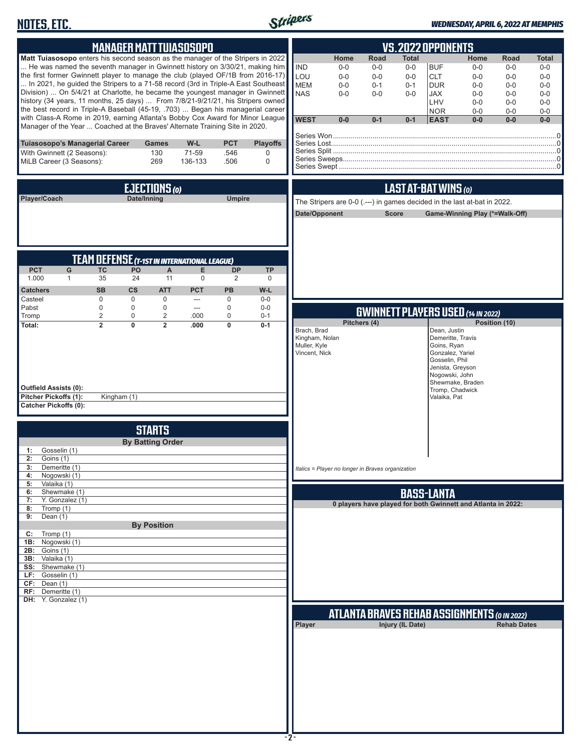# NOTES, ETC.

*WEDNESDAY, APRIL 6, 2022 AT MEMPHIS*

## MANAGER MATT TUIASOSOPO

**Matt Tuiasosopo** enters his second season as the manager of the Stripers in 2022 ... He was named the seventh manager in Gwinnett history on 3/30/21, making him the first former Gwinnett player to manage the club (played OF/1B from 2016-17) ... In 2021, he guided the Stripers to a 71-58 record (3rd in Triple-A East Southeast Division) ... On 5/4/21 at Charlotte, he became the youngest manager in Gwinnett history (34 years, 11 months, 25 days) ... From 7/8/21-9/21/21, his Stripers owned the best record in Triple-A Baseball (45-19, .703) ... Began his managerial career with Class-A Rome in 2019, earning Atlanta's Bobby Cox Award for Minor League Manager of the Year ... Coached at the Braves' Alternate Training Site in 2020.

| Tuiasosopo's Managerial Career | Games | W-L | PCT | Playoffs |
|---|---|---|---|---|
| With Gwinnett (2 Seasons): | 130 | 71-59 | .546 | 0 |
| MiLB Career (3 Seasons): | 269 | 136-133 | .506 | 0 |

## EJECTIONS (0)

| Player/Coach | Date/Inning | Umpire |
|---|---|---|

## TEAM DEFENSE (T-1ST IN INTERNATIONAL LEAGUE)

| PCT | G | TC | PO | A | E | DP | TP |
|---|---|---|---|---|---|---|---|
| 1.000 | 1 | 35 | 24 | 11 | 0 | 2 | 0 |

| Catchers | SB | CS | ATT | PCT | PB | W-L |
|---|---|---|---|---|---|---|
| Casteel | 0 | 0 | 0 | --- | 0 | 0-0 |
| Pabst | 0 | 0 | 0 | --- | 0 | 0-0 |
| Tromp | 2 | 0 | 2 | .000 | 0 | 0-1 |
| **Total:** | **2** | **0** | **2** | **.000** | **0** | **0-1** |

**Outfield Assists (0):**
**Pitcher Pickoffs (1):** Kingham (1)
**Catcher Pickoffs (0):**

## STARTS

**By Batting Order**

1: Gosselin (1)
2: Goins (1)
3: Demeritte (1)
4: Nogowski (1)
5: Valaika (1)
6: Shewmake (1)
7: Y. Gonzalez (1)
8: Tromp (1)
9: Dean (1)

**By Position**

C: Tromp (1)
1B: Nogowski (1)
2B: Goins (1)
3B: Valaika (1)
SS: Shewmake (1)
LF: Gosselin (1)
CF: Dean (1)
RF: Demeritte (1)
DH: Y. Gonzalez (1)

## VS. 2022 OPPONENTS

| | Home | Road | Total | | Home | Road | Total |
|---|---|---|---|---|---|---|---|
| IND | 0-0 | 0-0 | 0-0 | BUF | 0-0 | 0-0 | 0-0 |
| LOU | 0-0 | 0-0 | 0-0 | CLT | 0-0 | 0-0 | 0-0 |
| MEM | 0-0 | 0-1 | 0-1 | DUR | 0-0 | 0-0 | 0-0 |
| NAS | 0-0 | 0-0 | 0-0 | JAX | 0-0 | 0-0 | 0-0 |
| | | | | LHV | 0-0 | 0-0 | 0-0 |
| | | | | NOR | 0-0 | 0-0 | 0-0 |
| **WEST** | **0-0** | **0-1** | **0-1** | **EAST** | **0-0** | **0-0** | **0-0** |

Series Won....0
Series Lost....0
Series Split....0
Series Sweeps....0
Series Swept....0

## LAST AT-BAT WINS (0)

The Stripers are 0-0 (.---) in games decided in the last at-bat in 2022.

| Date/Opponent | Score | Game-Winning Play (*=Walk-Off) |
|---|---|---|

## GWINNETT PLAYERS USED (14 IN 2022)

| Pitchers (4) | Position (10) |
|---|---|
| Brach, Brad | Dean, Justin |
| Kingham, Nolan | Demeritte, Travis |
| Muller, Kyle | Goins, Ryan |
| Vincent, Nick | Gonzalez, Yariel |
| | Gosselin, Phil |
| | Jenista, Greyson |
| | Nogowski, John |
| | Shewmake, Braden |
| | Tromp, Chadwick |
| | Valaika, Pat |

*Italics = Player no longer in Braves organization*

## BASS-LANTA

**0 players have played for both Gwinnett and Atlanta in 2022:**

## ATLANTA BRAVES REHAB ASSIGNMENTS (0 IN 2022)

| Player | Injury (IL Date) | Rehab Dates |
|---|---|---|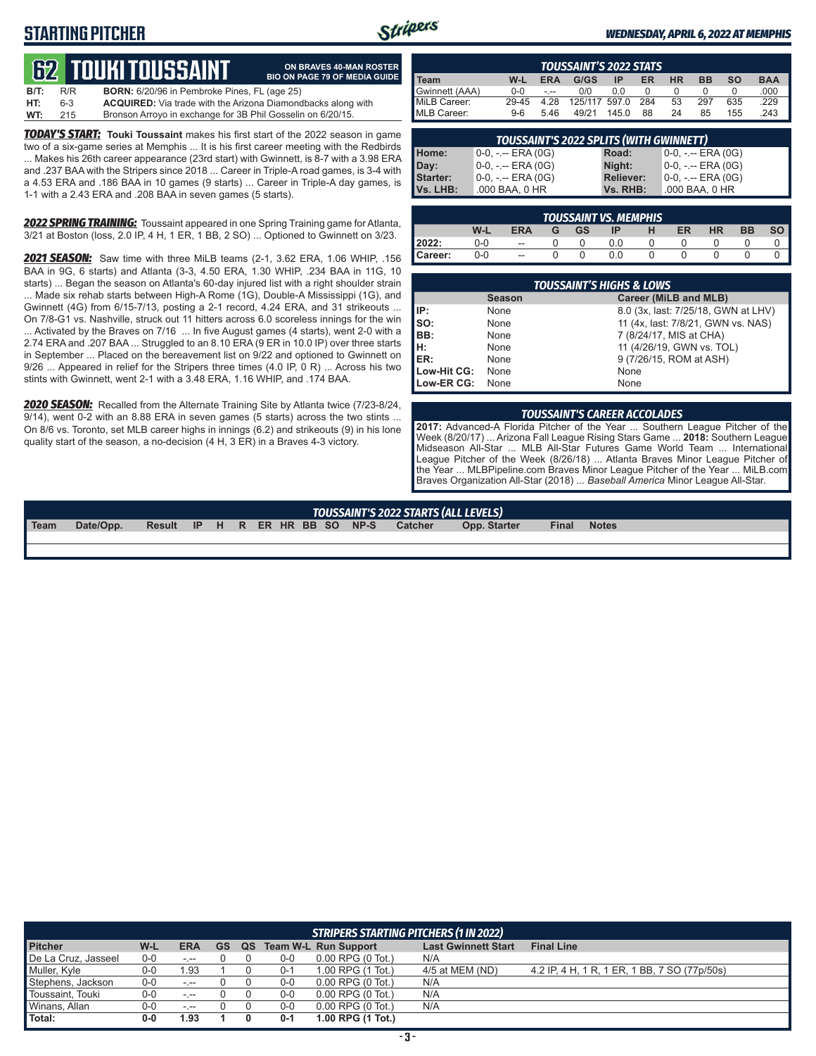## STARTING PITCHER

*WEDNESDAY, APRIL 6, 2022 AT MEMPHIS*

# 62 TOUKI TOUSSAINT

**ON BRAVES 40-MAN ROSTER**
**BIO ON PAGE 79 OF MEDIA GUIDE**

| | | |
|---|---|---|
| **B/T:** | R/R | **BORN:** 6/20/96 in Pembroke Pines, FL (age 25) |
| **HT:** | 6-3 | **ACQUIRED:** Via trade with the Arizona Diamondbacks along with |
| **WT:** | 215 | Bronson Arroyo in exchange for 3B Phil Gosselin on 6/20/15. |

***TODAY'S START:*** **Touki Toussaint** makes his first start of the 2022 season in game two of a six-game series at Memphis ... It is his first career meeting with the Redbirds ... Makes his 26th career appearance (23rd start) with Gwinnett, is 8-7 with a 3.98 ERA and .237 BAA with the Stripers since 2018 ... Career in Triple-A road games, is 3-4 with a 4.53 ERA and .186 BAA in 10 games (9 starts) ... Career in Triple-A day games, is 1-1 with a 2.43 ERA and .208 BAA in seven games (5 starts).

***2022 SPRING TRAINING:*** Toussaint appeared in one Spring Training game for Atlanta, 3/21 at Boston (loss, 2.0 IP, 4 H, 1 ER, 1 BB, 2 SO) ... Optioned to Gwinnett on 3/23.

***2021 SEASON:*** Saw time with three MiLB teams (2-1, 3.62 ERA, 1.06 WHIP, .156 BAA in 9G, 6 starts) and Atlanta (3-3, 4.50 ERA, 1.30 WHIP, .234 BAA in 11G, 10 starts) ... Began the season on Atlanta's 60-day injured list with a right shoulder strain ... Made six rehab starts between High-A Rome (1G), Double-A Mississippi (1G), and Gwinnett (4G) from 6/15-7/13, posting a 2-1 record, 4.24 ERA, and 31 strikeouts ... On 7/8-G1 vs. Nashville, struck out 11 hitters across 6.0 scoreless innings for the win ... Activated by the Braves on 7/16 ... In five August games (4 starts), went 2-0 with a 2.74 ERA and .207 BAA ... Struggled to an 8.10 ERA (9 ER in 10.0 IP) over three starts in September ... Placed on the bereavement list on 9/22 and optioned to Gwinnett on 9/26 ... Appeared in relief for the Stripers three times (4.0 IP, 0 R) ... Across his two stints with Gwinnett, went 2-1 with a 3.48 ERA, 1.16 WHIP, and .174 BAA.

***2020 SEASON:*** Recalled from the Alternate Training Site by Atlanta twice (7/23-8/24, 9/14), went 0-2 with an 8.88 ERA in seven games (5 starts) across the two stints ... On 8/6 vs. Toronto, set MLB career highs in innings (6.2) and strikeouts (9) in his lone quality start of the season, a no-decision (4 H, 3 ER) in a Braves 4-3 victory.

### TOUSSAINT'S 2022 STATS

| Team | W-L | ERA | G/GS | IP | ER | HR | BB | SO | BAA |
|---|---|---|---|---|---|---|---|---|---|
| Gwinnett (AAA) | 0-0 | -.-- | 0/0 | 0.0 | 0 | 0 | 0 | 0 | .000 |
| MiLB Career: | 29-45 | 4.28 | 125/117 | 597.0 | 284 | 53 | 297 | 635 | .229 |
| MLB Career: | 9-6 | 5.46 | 49/21 | 145.0 | 88 | 24 | 85 | 155 | .243 |

### TOUSSAINT'S 2022 SPLITS (WITH GWINNETT)

| | | | |
|---|---|---|---|
| **Home:** | 0-0, -.-- ERA (0G) | **Road:** | 0-0, -.-- ERA (0G) |
| **Day:** | 0-0, -.-- ERA (0G) | **Night:** | 0-0, -.-- ERA (0G) |
| **Starter:** | 0-0, -.-- ERA (0G) | **Reliever:** | 0-0, -.-- ERA (0G) |
| **Vs. LHB:** | .000 BAA, 0 HR | **Vs. RHB:** | .000 BAA, 0 HR |

### TOUSSAINT VS. MEMPHIS

| | W-L | ERA | G | GS | IP | H | ER | HR | BB | SO |
|---|---|---|---|---|---|---|---|---|---|---|
| **2022:** | 0-0 | -- | 0 | 0 | 0.0 | 0 | 0 | 0 | 0 | 0 |
| **Career:** | 0-0 | -- | 0 | 0 | 0.0 | 0 | 0 | 0 | 0 | 0 |

### TOUSSAINT'S HIGHS & LOWS

| | Season | Career (MiLB and MLB) |
|---|---|---|
| **IP:** | None | 8.0 (3x, last: 7/25/18, GWN at LHV) |
| **SO:** | None | 11 (4x, last: 7/8/21, GWN vs. NAS) |
| **BB:** | None | 7 (8/24/17, MIS at CHA) |
| **H:** | None | 11 (4/26/19, GWN vs. TOL) |
| **ER:** | None | 9 (7/26/15, ROM at ASH) |
| **Low-Hit CG:** | None | None |
| **Low-ER CG:** | None | None |

### TOUSSAINT'S CAREER ACCOLADES

**2017:** Advanced-A Florida Pitcher of the Year ... Southern League Pitcher of the Week (8/20/17) ... Arizona Fall League Rising Stars Game ... **2018:** Southern League Midseason All-Star ... MLB All-Star Futures Game World Team ... International League Pitcher of the Week (8/26/18) ... Atlanta Braves Minor League Pitcher of the Year ... MLBPipeline.com Braves Minor League Pitcher of the Year ... MiLB.com Braves Organization All-Star (2018) ... *Baseball America* Minor League All-Star.

### TOUSSAINT'S 2022 STARTS (ALL LEVELS)

| Team | Date/Opp. | Result | IP | H | R | ER | HR | BB | SO | NP-S | Catcher | Opp. Starter | Final | Notes |
|---|---|---|---|---|---|---|---|---|---|---|---|---|---|---|
| | | | | | | | | | | | | | | |

### STRIPERS STARTING PITCHERS (1 IN 2022)

| Pitcher | W-L | ERA | GS | QS | Team W-L | Run Support | Last Gwinnett Start | Final Line |
|---|---|---|---|---|---|---|---|---|
| De La Cruz, Jasseel | 0-0 | -.-- | 0 | 0 | 0-0 | 0.00 RPG (0 Tot.) | N/A | |
| Muller, Kyle | 0-0 | 1.93 | 1 | 0 | 0-1 | 1.00 RPG (1 Tot.) | 4/5 at MEM (ND) | 4.2 IP, 4 H, 1 R, 1 ER, 1 BB, 7 SO (77p/50s) |
| Stephens, Jackson | 0-0 | -.-- | 0 | 0 | 0-0 | 0.00 RPG (0 Tot.) | N/A | |
| Toussaint, Touki | 0-0 | -.-- | 0 | 0 | 0-0 | 0.00 RPG (0 Tot.) | N/A | |
| Winans, Allan | 0-0 | -.-- | 0 | 0 | 0-0 | 0.00 RPG (0 Tot.) | N/A | |
| **Total:** | **0-0** | **1.93** | **1** | **0** | **0-1** | **1.00 RPG (1 Tot.)** | | |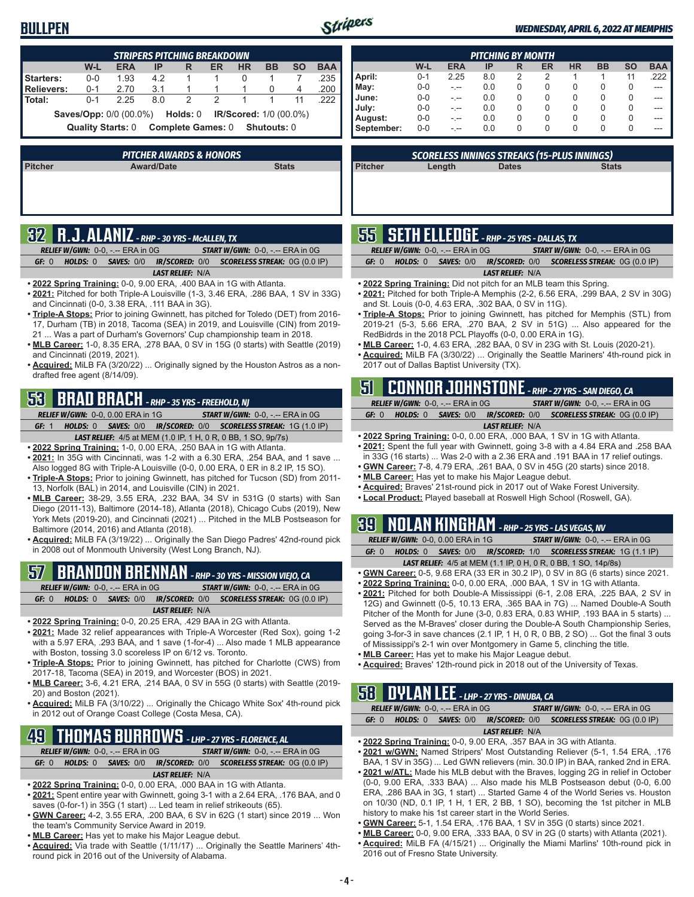# BULLPEN

*WEDNESDAY, APRIL 6, 2022 AT MEMPHIS*

### STRIPERS PITCHING BREAKDOWN

| | W-L | ERA | IP | R | ER | HR | BB | SO | BAA |
|---|---|---|---|---|---|---|---|---|---|
| Starters: | 0-0 | 1.93 | 4.2 | 1 | 1 | 0 | 1 | 7 | .235 |
| Relievers: | 0-1 | 2.70 | 3.1 | 1 | 1 | 1 | 0 | 4 | .200 |
| Total: | 0-1 | 2.25 | 8.0 | 2 | 2 | 1 | 1 | 11 | .222 |

**Saves/Opp:** 0/0 (00.0%) **Holds:** 0 **IR/Scored:** 1/0 (00.0%)

**Quality Starts:** 0 **Complete Games:** 0 **Shutouts:** 0

### PITCHING BY MONTH

| | W-L | ERA | IP | R | ER | HR | BB | SO | BAA |
|---|---|---|---|---|---|---|---|---|---|
| April: | 0-1 | 2.25 | 8.0 | 2 | 2 | 1 | 1 | 11 | .222 |
| May: | 0-0 | -.-- | 0.0 | 0 | 0 | 0 | 0 | 0 | --- |
| June: | 0-0 | -.-- | 0.0 | 0 | 0 | 0 | 0 | 0 | --- |
| July: | 0-0 | -.-- | 0.0 | 0 | 0 | 0 | 0 | 0 | --- |
| August: | 0-0 | -.-- | 0.0 | 0 | 0 | 0 | 0 | 0 | --- |
| September: | 0-0 | -.-- | 0.0 | 0 | 0 | 0 | 0 | 0 | --- |

### PITCHER AWARDS & HONORS

| Pitcher | Award/Date | Stats |
|---|---|---|

### SCORELESS INNINGS STREAKS (15-PLUS INNINGS)

| Pitcher | Length | Dates | Stats |
|---|---|---|---|

## 32 R.J. ALANIZ - RHP - 30 YRS - McALLEN, TX

*RELIEF W/GWN:* 0-0, -.-- ERA in 0G *START W/GWN:* 0-0, -.-- ERA in 0G
*GF:* 0 *HOLDS:* 0 *SAVES:* 0/0 *IR/SCORED:* 0/0 *SCORELESS STREAK:* 0G (0.0 IP)
*LAST RELIEF:* N/A

- **2022 Spring Training:** 0-0, 9.00 ERA, .400 BAA in 1G with Atlanta.
- **2021:** Pitched for both Triple-A Louisville (1-3, 3.46 ERA, .286 BAA, 1 SV in 33G) and Cincinnati (0-0, 3.38 ERA, .111 BAA in 3G).
- **Triple-A Stops:** Prior to joining Gwinnett, has pitched for Toledo (DET) from 2016-17, Durham (TB) in 2018, Tacoma (SEA) in 2019, and Louisville (CIN) from 2019-21 ... Was a part of Durham's Governors' Cup championship team in 2018.
- **MLB Career:** 1-0, 8.35 ERA, .278 BAA, 0 SV in 15G (0 starts) with Seattle (2019) and Cincinnati (2019, 2021).
- **Acquired:** MiLB FA (3/20/22) ... Originally signed by the Houston Astros as a non-drafted free agent (8/14/09).

## 53 BRAD BRACH - RHP - 35 YRS - FREEHOLD, NJ

*RELIEF W/GWN:* 0-0, 0.00 ERA in 1G *START W/GWN:* 0-0, -.-- ERA in 0G
*GF:* 1 *HOLDS:* 0 *SAVES:* 0/0 *IR/SCORED:* 0/0 *SCORELESS STREAK:* 1G (1.0 IP)
*LAST RELIEF:* 4/5 at MEM (1.0 IP, 1 H, 0 R, 0 BB, 1 SO, 9p/7s)

- **2022 Spring Training:** 1-0, 0.00 ERA, .250 BAA in 1G with Atlanta.
- **2021:** In 35G with Cincinnati, was 1-2 with a 6.30 ERA, .254 BAA, and 1 save ... Also logged 8G with Triple-A Louisville (0-0, 0.00 ERA, 0 ER in 8.2 IP, 15 SO).
- **Triple-A Stops:** Prior to joining Gwinnett, has pitched for Tucson (SD) from 2011-13, Norfolk (BAL) in 2014, and Louisville (CIN) in 2021.
- **MLB Career:** 38-29, 3.55 ERA, .232 BAA, 34 SV in 531G (0 starts) with San Diego (2011-13), Baltimore (2014-18), Atlanta (2018), Chicago Cubs (2019), New York Mets (2019-20), and Cincinnati (2021) ... Pitched in the MLB Postseason for Baltimore (2014, 2016) and Atlanta (2018).
- **Acquired:** MiLB FA (3/19/22) ... Originally the San Diego Padres' 42nd-round pick in 2008 out of Monmouth University (West Long Branch, NJ).

## 57 BRANDON BRENNAN - RHP - 30 YRS - MISSION VIEJO, CA

*RELIEF W/GWN:* 0-0, -.-- ERA in 0G *START W/GWN:* 0-0, -.-- ERA in 0G
*GF:* 0 *HOLDS:* 0 *SAVES:* 0/0 *IR/SCORED:* 0/0 *SCORELESS STREAK:* 0G (0.0 IP)
*LAST RELIEF:* N/A

- **2022 Spring Training:** 0-0, 20.25 ERA, .429 BAA in 2G with Atlanta.
- **2021:** Made 32 relief appearances with Triple-A Worcester (Red Sox), going 1-2 with a 5.97 ERA, .293 BAA, and 1 save (1-for-4) ... Also made 1 MLB appearance with Boston, tossing 3.0 scoreless IP on 6/12 vs. Toronto.
- **Triple-A Stops:** Prior to joining Gwinnett, has pitched for Charlotte (CWS) from 2017-18, Tacoma (SEA) in 2019, and Worcester (BOS) in 2021.
- **MLB Career:** 3-6, 4.21 ERA, .214 BAA, 0 SV in 55G (0 starts) with Seattle (2019-20) and Boston (2021).
- **Acquired:** MiLB FA (3/10/22) ... Originally the Chicago White Sox' 4th-round pick in 2012 out of Orange Coast College (Costa Mesa, CA).

## 49 THOMAS BURROWS - LHP - 27 YRS - FLORENCE, AL

*RELIEF W/GWN:* 0-0, -.-- ERA in 0G *START W/GWN:* 0-0, -.-- ERA in 0G
*GF:* 0 *HOLDS:* 0 *SAVES:* 0/0 *IR/SCORED:* 0/0 *SCORELESS STREAK:* 0G (0.0 IP)
*LAST RELIEF:* N/A

- **2022 Spring Training:** 0-0, 0.00 ERA, .000 BAA in 1G with Atlanta.
- **2021:** Spent entire year with Gwinnett, going 3-1 with a 2.64 ERA, .176 BAA, and 0 saves (0-for-1) in 35G (1 start) ... Led team in relief strikeouts (65).
- **GWN Career:** 4-2, 3.55 ERA, .200 BAA, 6 SV in 62G (1 start) since 2019 ... Won the team's Community Service Award in 2019.
- **MLB Career:** Has yet to make his Major League debut.
- **Acquired:** Via trade with Seattle (1/11/17) ... Originally the Seattle Mariners' 4th-round pick in 2016 out of the University of Alabama.

## 55 SETH ELLEDGE - RHP - 25 YRS - DALLAS, TX

*RELIEF W/GWN:* 0-0, -.-- ERA in 0G *START W/GWN:* 0-0, -.-- ERA in 0G
*GF:* 0 *HOLDS:* 0 *SAVES:* 0/0 *IR/SCORED:* 0/0 *SCORELESS STREAK:* 0G (0.0 IP)
*LAST RELIEF:* N/A

- **2022 Spring Training:** Did not pitch for an MLB team this Spring.
- **2021:** Pitched for both Triple-A Memphis (2-2, 6.56 ERA, .299 BAA, 2 SV in 30G) and St. Louis (0-0, 4.63 ERA, .302 BAA, 0 SV in 11G).
- **Triple-A Stops:** Prior to joining Gwinnett, has pitched for Memphis (STL) from 2019-21 (5-3, 5.66 ERA, .270 BAA, 2 SV in 51G) ... Also appeared for the RedBidrds in the 2018 PCL Playoffs (0-0, 0.00 ERA in 1G).
- **MLB Career:** 1-0, 4.63 ERA, .282 BAA, 0 SV in 23G with St. Louis (2020-21).
- **Acquired:** MiLB FA (3/30/22) ... Originally the Seattle Mariners' 4th-round pick in 2017 out of Dallas Baptist University (TX).

## 51 CONNOR JOHNSTONE - RHP - 27 YRS - SAN DIEGO, CA

*RELIEF W/GWN:* 0-0, -.-- ERA in 0G *START W/GWN:* 0-0, -.-- ERA in 0G
*GF:* 0 *HOLDS:* 0 *SAVES:* 0/0 *IR/SCORED:* 0/0 *SCORELESS STREAK:* 0G (0.0 IP)
*LAST RELIEF:* N/A

- **2022 Spring Training:** 0-0, 0.00 ERA, .000 BAA, 1 SV in 1G with Atlanta.
- **2021:** Spent the full year with Gwinnett, going 3-8 with a 4.84 ERA and .258 BAA in 33G (16 starts) ... Was 2-0 with a 2.36 ERA and .191 BAA in 17 relief outings.
- **GWN Career:** 7-8, 4.79 ERA, .261 BAA, 0 SV in 45G (20 starts) since 2018.
- **MLB Career:** Has yet to make his Major League debut.
- **Acquired:** Braves' 21st-round pick in 2017 out of Wake Forest University.
- **Local Product:** Played baseball at Roswell High School (Roswell, GA).

## 39 NOLAN KINGHAM - RHP - 25 YRS - LAS VEGAS, NV

*RELIEF W/GWN:* 0-0, 0.00 ERA in 1G *START W/GWN:* 0-0, -.-- ERA in 0G
*GF:* 0 *HOLDS:* 0 *SAVES:* 0/0 *IR/SCORED:* 1/0 *SCORELESS STREAK:* 1G (1.1 IP)
*LAST RELIEF:* 4/5 at MEM (1.1 IP, 0 H, 0 R, 0 BB, 1 SO, 14p/8s)

- **GWN Career:** 0-5, 9.68 ERA (33 ER in 30.2 IP), 0 SV in 8G (6 starts) since 2021.
- **2022 Spring Training:** 0-0, 0.00 ERA, .000 BAA, 1 SV in 1G with Atlanta.
- **2021:** Pitched for both Double-A Mississippi (6-1, 2.08 ERA, .225 BAA, 2 SV in 12G) and Gwinnett (0-5, 10.13 ERA, .365 BAA in 7G) ... Named Double-A South Pitcher of the Month for June (3-0, 0.83 ERA, 0.83 WHIP, .193 BAA in 5 starts) ... Served as the M-Braves' closer during the Double-A South Championship Series, going 3-for-3 in save chances (2.1 IP, 1 H, 0 R, 0 BB, 2 SO) ... Got the final 3 outs of Mississippi's 2-1 win over Montgomery in Game 5, clinching the title.
- **MLB Career:** Has yet to make his Major League debut.
- **Acquired:** Braves' 12th-round pick in 2018 out of the University of Texas.

## 58 DYLAN LEE - LHP - 27 YRS - DINUBA, CA

*RELIEF W/GWN:* 0-0, -.-- ERA in 0G *START W/GWN:* 0-0, -.-- ERA in 0G
*GF:* 0 *HOLDS:* 0 *SAVES:* 0/0 *IR/SCORED:* 0/0 *SCORELESS STREAK:* 0G (0.0 IP)
*LAST RELIEF:* N/A

- **2022 Spring Training:** 0-0, 9.00 ERA, .357 BAA in 3G with Atlanta.
- **2021 w/GWN:** Named Stripers' Most Outstanding Reliever (5-1, 1.54 ERA, .176 BAA, 1 SV in 35G) ... Led GWN relievers (min. 30.0 IP) in BAA, ranked 2nd in ERA.
- **2021 w/ATL:** Made his MLB debut with the Braves, logging 2G in relief in October (0-0, 9.00 ERA, .333 BAA) ... Also made his MLB Postseason debut (0-0, 6.00 ERA, .286 BAA in 3G, 1 start) ... Started Game 4 of the World Series vs. Houston on 10/30 (ND, 0.1 IP, 1 H, 1 ER, 2 BB, 1 SO), becoming the 1st pitcher in MLB history to make his 1st career start in the World Series.
- **GWN Career:** 5-1, 1.54 ERA, .176 BAA, 1 SV in 35G (0 starts) since 2021.
- **MLB Career:** 0-0, 9.00 ERA, .333 BAA, 0 SV in 2G (0 starts) with Atlanta (2021).
- **Acquired:** MiLB FA (4/15/21) ... Originally the Miami Marlins' 10th-round pick in 2016 out of Fresno State University.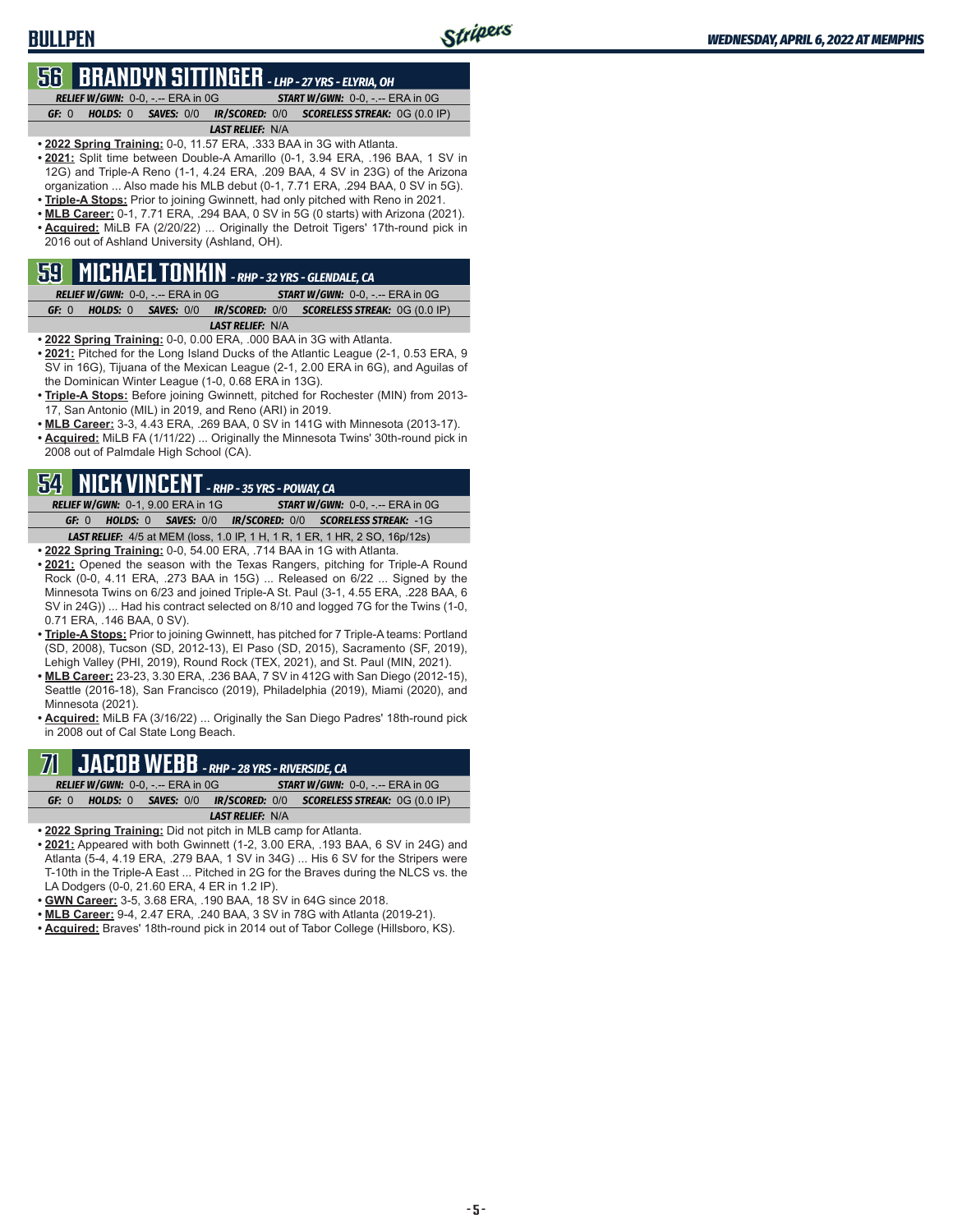## 56 BRANDYN SITTINGER *- LHP - 27 YRS - ELYRIA, OH*

***RELIEF W/GWN:*** 0-0, -.-- ERA in 0G ***START W/GWN:*** 0-0, -.-- ERA in 0G

***GF:*** 0 ***HOLDS:*** 0 ***SAVES:*** 0/0 ***IR/SCORED:*** 0/0 ***SCORELESS STREAK:*** 0G (0.0 IP)

***LAST RELIEF:*** N/A

- **2022 Spring Training:** 0-0, 11.57 ERA, .333 BAA in 3G with Atlanta.
- **2021:** Split time between Double-A Amarillo (0-1, 3.94 ERA, .196 BAA, 1 SV in 12G) and Triple-A Reno (1-1, 4.24 ERA, .209 BAA, 4 SV in 23G) of the Arizona organization ... Also made his MLB debut (0-1, 7.71 ERA, .294 BAA, 0 SV in 5G).
- **Triple-A Stops:** Prior to joining Gwinnett, had only pitched with Reno in 2021.
- **MLB Career:** 0-1, 7.71 ERA, .294 BAA, 0 SV in 5G (0 starts) with Arizona (2021).
- **Acquired:** MiLB FA (2/20/22) ... Originally the Detroit Tigers' 17th-round pick in 2016 out of Ashland University (Ashland, OH).

## 59 MICHAEL TONKIN *- RHP - 32 YRS - GLENDALE, CA*

***RELIEF W/GWN:*** 0-0, -.-- ERA in 0G ***START W/GWN:*** 0-0, -.-- ERA in 0G

***GF:*** 0 ***HOLDS:*** 0 ***SAVES:*** 0/0 ***IR/SCORED:*** 0/0 ***SCORELESS STREAK:*** 0G (0.0 IP)

***LAST RELIEF:*** N/A

- **2022 Spring Training:** 0-0, 0.00 ERA, .000 BAA in 3G with Atlanta.
- **2021:** Pitched for the Long Island Ducks of the Atlantic League (2-1, 0.53 ERA, 9 SV in 16G), Tijuana of the Mexican League (2-1, 2.00 ERA in 6G), and Aguilas of the Dominican Winter League (1-0, 0.68 ERA in 13G).
- **Triple-A Stops:** Before joining Gwinnett, pitched for Rochester (MIN) from 2013-17, San Antonio (MIL) in 2019, and Reno (ARI) in 2019.
- **MLB Career:** 3-3, 4.43 ERA, .269 BAA, 0 SV in 141G with Minnesota (2013-17).
- **Acquired:** MiLB FA (1/11/22) ... Originally the Minnesota Twins' 30th-round pick in 2008 out of Palmdale High School (CA).

## 54 NICK VINCENT *- RHP - 35 YRS - POWAY, CA*

***RELIEF W/GWN:*** 0-1, 9.00 ERA in 1G ***START W/GWN:*** 0-0, -.-- ERA in 0G

***GF:*** 0 ***HOLDS:*** 0 ***SAVES:*** 0/0 ***IR/SCORED:*** 0/0 ***SCORELESS STREAK:*** -1G

***LAST RELIEF:*** 4/5 at MEM (loss, 1.0 IP, 1 H, 1 R, 1 ER, 1 HR, 2 SO, 16p/12s)

- **2022 Spring Training:** 0-0, 54.00 ERA, .714 BAA in 1G with Atlanta.
- **2021:** Opened the season with the Texas Rangers, pitching for Triple-A Round Rock (0-0, 4.11 ERA, .273 BAA in 15G) ... Released on 6/22 ... Signed by the Minnesota Twins on 6/23 and joined Triple-A St. Paul (3-1, 4.55 ERA, .228 BAA, 6 SV in 24G)) ... Had his contract selected on 8/10 and logged 7G for the Twins (1-0, 0.71 ERA, .146 BAA, 0 SV).
- **Triple-A Stops:** Prior to joining Gwinnett, has pitched for 7 Triple-A teams: Portland (SD, 2008), Tucson (SD, 2012-13), El Paso (SD, 2015), Sacramento (SF, 2019), Lehigh Valley (PHI, 2019), Round Rock (TEX, 2021), and St. Paul (MIN, 2021).
- **MLB Career:** 23-23, 3.30 ERA, .236 BAA, 7 SV in 412G with San Diego (2012-15), Seattle (2016-18), San Francisco (2019), Philadelphia (2019), Miami (2020), and Minnesota (2021).
- **Acquired:** MiLB FA (3/16/22) ... Originally the San Diego Padres' 18th-round pick in 2008 out of Cal State Long Beach.

## 71 JACOB WEBB *- RHP - 28 YRS - RIVERSIDE, CA*

***RELIEF W/GWN:*** 0-0, -.-- ERA in 0G ***START W/GWN:*** 0-0, -.-- ERA in 0G

***GF:*** 0 ***HOLDS:*** 0 ***SAVES:*** 0/0 ***IR/SCORED:*** 0/0 ***SCORELESS STREAK:*** 0G (0.0 IP)

***LAST RELIEF:*** N/A

- **2022 Spring Training:** Did not pitch in MLB camp for Atlanta.
- **2021:** Appeared with both Gwinnett (1-2, 3.00 ERA, .193 BAA, 6 SV in 24G) and Atlanta (5-4, 4.19 ERA, .279 BAA, 1 SV in 34G) ... His 6 SV for the Stripers were T-10th in the Triple-A East ... Pitched in 2G for the Braves during the NLCS vs. the LA Dodgers (0-0, 21.60 ERA, 4 ER in 1.2 IP).
- **GWN Career:** 3-5, 3.68 ERA, .190 BAA, 18 SV in 64G since 2018.
- **MLB Career:** 9-4, 2.47 ERA, .240 BAA, 3 SV in 78G with Atlanta (2019-21).
- **Acquired:** Braves' 18th-round pick in 2014 out of Tabor College (Hillsboro, KS).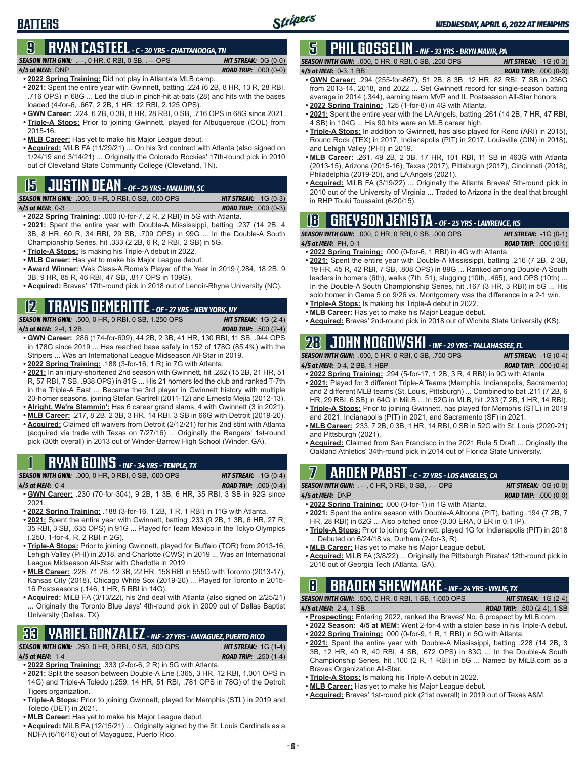# BATTERS

## 9 RYAN CASTEEL - C - 30 YRS - CHATTANOOGA, TN

**SEASON WITH GWN:** .---, 0 HR, 0 RBI, 0 SB, .--- OPS — **HIT STREAK:** 0G (0-0)
**4/5 at MEM:** DNP — **ROAD TRIP:** .000 (0-0)

- **2022 Spring Training:** Did not play in Atlanta's MLB camp.
- **2021:** Spent the entire year with Gwinnett, batting .224 (6 2B, 8 HR, 13 R, 28 RBI, .716 OPS) in 68G ... Led the club in pinch-hit at-bats (28) and hits with the bases loaded (4-for-6, .667, 2 2B, 1 HR, 12 RBI, 2.125 OPS).
- **GWN Career:** .224, 6 2B, 0 3B, 8 HR, 28 RBI, 0 SB, .716 OPS in 68G since 2021.
- **Triple-A Stops:** Prior to joining Gwinnett, played for Albuquerque (COL) from 2015-16.
- **MLB Career:** Has yet to make his Major League debut.
- **Acquired:** MiLB FA (11/29/21) ... On his 3rd contract with Atlanta (also signed on 1/24/19 and 3/14/21) ... Originally the Colorado Rockies' 17th-round pick in 2010 out of Cleveland State Community College (Cleveland, TN).

## 15 JUSTIN DEAN - OF - 25 YRS - MAULDIN, SC

**SEASON WITH GWN:** .000, 0 HR, 0 RBI, 0 SB, .000 OPS — **HIT STREAK:** -1G (0-3)
**4/5 at MEM:** 0-3 — **ROAD TRIP:** .000 (0-3)

- **2022 Spring Training:** .000 (0-for-7, 2 R, 2 RBI) in 5G with Atlanta.
- **2021:** Spent the entire year with Double-A Mississippi, batting .237 (14 2B, 4 3B, 8 HR, 60 R, 34 RBI, 29 SB, .709 OPS) in 99G ... In the Double-A South Championship Series, hit .333 (2 2B, 6 R, 2 RBI, 2 SB) in 5G.
- **Triple-A Stops:** Is making his Triple-A debut in 2022.
- **MLB Career:** Has yet to make his Major League debut.
- **Award Winner:** Was Class-A Rome's Player of the Year in 2019 (.284, 18 2B, 9 3B, 9 HR, 85 R, 46 RBI, 47 SB, .817 OPS in 109G).
- **Acquired:** Braves' 17th-round pick in 2018 out of Lenoir-Rhyne University (NC).

## 12 TRAVIS DEMERITTE - OF - 27 YRS - NEW YORK, NY

**SEASON WITH GWN:** .500, 0 HR, 0 RBI, 0 SB, 1.250 OPS — **HIT STREAK:** 1G (2-4)
**4/5 at MEM:** 2-4, 1 2B — **ROAD TRIP:** .500 (2-4)

- **GWN Career:** .286 (174-for-609), 44 2B, 2 3B, 41 HR, 130 RBI, 11 SB, .944 OPS in 178G since 2019 ... Has reached base safely in 152 of 178G (85.4%) with the Stripers ... Was an International League Midseason All-Star in 2019.
- **2022 Spring Training:** .188 (3-for-16, 1 R) in 7G with Atlanta.
- **2021:** In an injury-shortened 2nd season with Gwinnett, hit .282 (15 2B, 21 HR, 51 R, 57 RBI, 7 SB, .938 OPS) in 81G ... His 21 homers led the club and ranked T-7th in the Triple-A East ... Became the 3rd player in Gwinnett history with multiple 20-homer seasons, joining Stefan Gartrell (2011-12) and Ernesto Mejia (2012-13).
- **Alright, We're Slammin':** Has 6 career grand slams, 4 with Gwinnett (3 in 2021).
- **MLB Career:** .217, 8 2B, 2 3B, 3 HR, 14 RBI, 3 SB in 66G with Detroit (2019-20).
- **Acquired:** Claimed off waivers from Detroit (2/12/21) for his 2nd stint with Atlanta (acquired via trade with Texas on 7/27/16) ... Originally the Rangers' 1st-round pick (30th overall) in 2013 out of Winder-Barrow High School (Winder, GA).

## 1 RYAN GOINS - INF - 34 YRS - TEMPLE, TX

**SEASON WITH GWN:** .000, 0 HR, 0 RBI, 0 SB, .000 OPS — **HIT STREAK:** -1G (0-4)
**4/5 at MEM:** 0-4 — **ROAD TRIP:** .000 (0-4)

- **GWN Career:** .230 (70-for-304), 9 2B, 1 3B, 6 HR, 35 RBI, 3 SB in 92G since 2021.
- **2022 Spring Training:** .188 (3-for-16, 1 2B, 1 R, 1 RBI) in 11G with Atlanta.
- **2021:** Spent the entire year with Gwinnett, batting .233 (9 2B, 1 3B, 6 HR, 27 R, 35 RBI, 3 SB, .635 OPS) in 91G ... Played for Team Mexico in the Tokyo Olympics (.250, 1-for-4, R, 2 RBI in 2G).
- **Triple-A Stops:** Prior to joining Gwinnett, played for Buffalo (TOR) from 2013-16, Lehigh Valley (PHI) in 2018, and Charlotte (CWS) in 2019 ... Was an International League Midseason All-Star with Charlotte in 2019.
- **MLB Career:** .228, 71 2B, 12 3B, 22 HR, 158 RBI in 555G with Toronto (2013-17), Kansas City (2018), Chicago White Sox (2019-20) ... Played for Toronto in 2015-16 Postseasons (.146, 1 HR, 5 RBI in 14G).
- **Acquired:** MiLB FA (3/13/22), his 2nd deal with Atlanta (also signed on 2/25/21) ... Originally the Toronto Blue Jays' 4th-round pick in 2009 out of Dallas Baptist University (Dallas, TX).

## 33 YARIEL GONZALEZ - INF - 27 YRS - MAYAGUEZ, PUERTO RICO

**SEASON WITH GWN:** .250, 0 HR, 0 RBI, 0 SB, .500 OPS — **HIT STREAK:** 1G (1-4)
**4/5 at MEM:** 1-4 — **ROAD TRIP:** .250 (1-4)

- **2022 Spring Training:** .333 (2-for-6, 2 R) in 5G with Atlanta.
- **2021:** Split the season between Double-A Erie (.365, 3 HR, 12 RBI, 1.001 OPS in 14G) and Triple-A Toledo (.259, 14 HR, 51 RBI, .781 OPS in 78G) of the Detroit Tigers organization.
- **Triple-A Stops:** Prior to joining Gwinnett, played for Memphis (STL) in 2019 and Toledo (DET) in 2021.
- **MLB Career:** Has yet to make his Major League debut.
- **Acquired:** MiLB FA (12/15/21) ... Originally signed by the St. Louis Cardinals as a NDFA (6/16/16) out of Mayaguez, Puerto Rico.

## 5 PHIL GOSSELIN - INF - 33 YRS - BRYN MAWR, PA

**SEASON WITH GWN:** .000, 0 HR, 0 RBI, 0 SB, .250 OPS — **HIT STREAK:** -1G (0-3)
**4/5 at MEM:** 0-3, 1 BB — **ROAD TRIP:** .000 (0-3)

- **GWN Career:** .294 (255-for-867), 51 2B, 8 3B, 12 HR, 82 RBI, 7 SB in 236G from 2013-14, 2018, and 2022 ... Set Gwinnett record for single-season batting average in 2014 (.344), earning team MVP and IL Postseason All-Star honors.
- **2022 Spring Training:** .125 (1-for-8) in 4G with Atlanta.
- **2021:** Spent the entire year with the LA Angels, batting .261 (14 2B, 7 HR, 47 RBI, 4 SB) in 104G ... His 90 hits were an MLB career high.
- **Triple-A Stops:** In addition to Gwinnett, has also played for Reno (ARI) in 2015), Round Rock (TEX) in 2017, Indianapolis (PIT) in 2017, Louisville (CIN) in 2018), and Lehigh Valley (PHI) in 2019.
- **MLB Career:** .261, 49 2B, 2 3B, 17 HR, 101 RBI, 11 SB in 463G with Atlanta (2013-15), Arizona (2015-16), Texas (2017), Pittsburgh (2017), Cincinnati (2018), Philadelphia (2019-20), and LA Angels (2021).
- **Acquired:** MiLB FA (3/19/22) ... Originally the Atlanta Braves' 5th-round pick in 2010 out of the University of Virginia ... Traded to Arizona in the deal that brought in RHP Touki Toussaint (6/20/15).

## 18 GREYSON JENISTA - OF - 25 YRS - LAWRENCE, KS

**SEASON WITH GWN:** .000, 0 HR, 0 RBI, 0 SB, .000 OPS — **HIT STREAK:** -1G (0-1)
**4/5 at MEM:** PH, 0-1 — **ROAD TRIP:** .000 (0-1)

- **2022 Spring Training:** .000 (0-for-6, 1 RBI) in 4G with Atlanta.
- **2021:** Spent the entire year with Double-A Mississippi, batting .216 (7 2B, 2 3B, 19 HR, 45 R, 42 RBI, 7 SB, .808 OPS) in 89G ... Ranked among Double-A South leaders in homers (6th), walks (7th, 51), slugging (10th, .465), and OPS (10th) ... In the Double-A South Championship Series, hit .167 (3 HR, 3 RBI) in 5G ... His solo homer in Game 5 on 9/26 vs. Montgomery was the difference in a 2-1 win.
- **Triple-A Stops:** Is making his Triple-A debut in 2022.
- **MLB Career:** Has yet to make his Major League debut.
- **Acquired:** Braves' 2nd-round pick in 2018 out of Wichita State University (KS).

## 28 JOHN NOGOWSKI - INF - 29 YRS - TALLAHASSEE, FL

**SEASON WITH GWN:** .000, 0 HR, 0 RBI, 0 SB, .750 OPS — **HIT STREAK:** -1G (0-4)
**4/5 at MEM:** 0-4, 2 BB, 1 HBP — **ROAD TRIP:** .000 (0-4)

- **2022 Spring Training:** .294 (5-for-17, 1 2B, 3 R, 4 RBI) in 9G with Atlanta.
- **2021:** Played for 3 different Triple-A Teams (Memphis, Indianapolis, Sacramento) and 2 different MLB teams (St. Louis, Pittsburgh) ... Combined to bat .211 (7 2B, 6 HR, 29 RBI, 6 SB) in 64G in MiLB ... In 52G in MLB, hit .233 (7 2B, 1 HR, 14 RBI).
- **Triple-A Stops:** Prior to joining Gwinnett, has played for Memphis (STL) in 2019 and 2021, Indianapolis (PIT) in 2021, and Sacramento (SF) in 2021.
- **MLB Career:** .233, 7 2B, 0 3B, 1 HR, 14 RBI, 0 SB in 52G with St. Louis (2020-21) and Pittsburgh (2021).
- **Acquired:** Claimed from San Francisco in the 2021 Rule 5 Draft ... Originally the Oakland Athletics' 34th-round pick in 2014 out of Florida State University.

## 7 ARDEN PABST - C - 27 YRS - LOS ANGELES, CA

**SEASON WITH GWN:** .---, 0 HR, 0 RBI, 0 SB, .--- OPS — **HIT STREAK:** 0G (0-0)
**4/5 at MEM:** DNP — **ROAD TRIP:** .000 (0-0)

- **2022 Spring Training:** .000 (0-for-1) in 1G with Atlanta.
- **2021:** Spent the entire season with Double-A Altoona (PIT), batting .194 (7 2B, 7 HR, 28 RBI) in 62G ... Also pitched once (0.00 ERA, 0 ER in 0.1 IP).
- **Triple-A Stops:** Prior to joining Gwinnett, played 1G for Indianapolis (PIT) in 2018 ... Debuted on 6/24/18 vs. Durham (2-for-3, R).
- **MLB Career:** Has yet to make his Major League debut.
- **Acquired:** MiLB FA (3/8/22) ... Originally the Pittsburgh Pirates' 12th-round pick in 2016 out of Georgia Tech (Atlanta, GA).

## 8 BRADEN SHEWMAKE - INF - 24 YRS - WYLIE, TX

**SEASON WITH GWN:** .500, 0 HR, 0 RBI, 1 SB, 1.000 OPS — **HIT STREAK:** 1G (2-4)
**4/5 at MEM:** 2-4, 1 SB — **ROAD TRIP:** .500 (2-4), 1 SB

- **Prospecting:** Entering 2022, ranked the Braves' No. 6 prospect by MLB.com.
- **2022 Season: 4/5 at MEM:** Went 2-for-4 with a stolen base in his Triple-A debut.
- **2022 Spring Training:** .000 (0-for-9, 1 R, 1 RBI) in 5G with Atlanta.
- **2021:** Spent the entire year with Double-A Mississippi, batting .228 (14 2B, 3 3B, 12 HR, 40 R, 40 RBI, 4 SB, .672 OPS) in 83G ... In the Double-A South Championship Series, hit .100 (2 R, 1 RBI) in 5G ... Named by MiLB.com as a Braves Organization All-Star.
- **Triple-A Stops:** Is making his Triple-A debut in 2022.
- **MLB Career:** Has yet to make his Major League debut.
- **Acquired:** Braves' 1st-round pick (21st overall) in 2019 out of Texas A&M.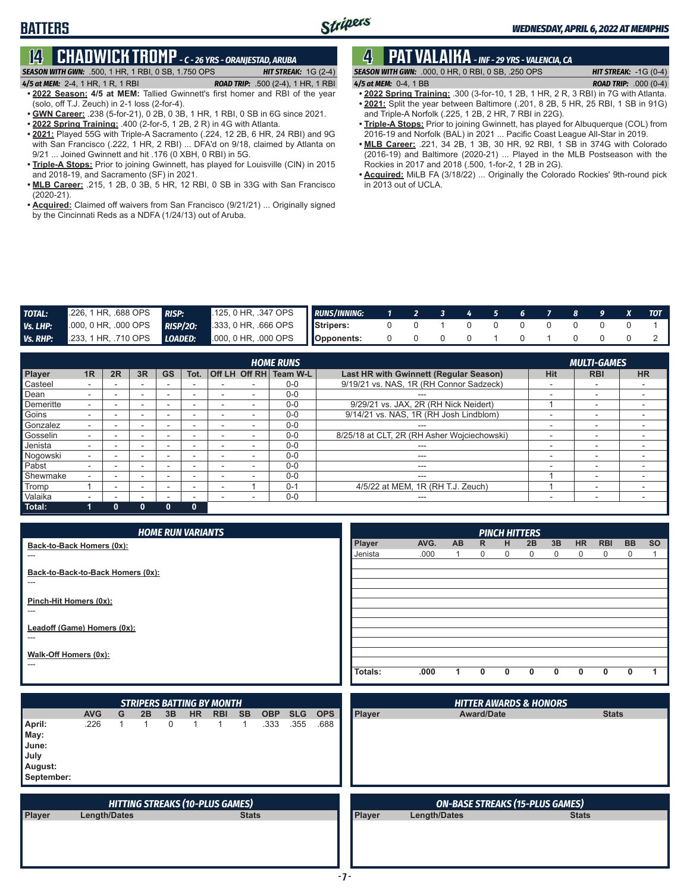## BATTERS

**WEDNESDAY, APRIL 6, 2022 AT MEMPHIS**

# 14 CHADWICK TROMP - C - 26 YRS - ORANJESTAD, ARUBA

**SEASON WITH GWN:** .500, 1 HR, 1 RBI, 0 SB, 1.750 OPS — **HIT STREAK:** 1G (2-4)
**4/5 at MEM:** 2-4, 1 HR, 1 R, 1 RBI — **ROAD TRIP:** .500 (2-4), 1 HR, 1 RBI

- **2022 Season:** **4/5 at MEM:** Tallied Gwinnett's first homer and RBI of the year (solo, off T.J. Zeuch) in 2-1 loss (2-for-4).
- **GWN Career:** .238 (5-for-21), 0 2B, 0 3B, 1 HR, 1 RBI, 0 SB in 6G since 2021.
- **2022 Spring Training:** .400 (2-for-5, 1 2B, 2 R) in 4G with Atlanta.
- **2021:** Played 55G with Triple-A Sacramento (.224, 12 2B, 6 HR, 24 RBI) and 9G with San Francisco (.222, 1 HR, 2 RBI) ... DFA'd on 9/18, claimed by Atlanta on 9/21 ... Joined Gwinnett and hit .176 (0 XBH, 0 RBI) in 5G.
- **Triple-A Stops:** Prior to joining Gwinnett, has played for Louisville (CIN) in 2015 and 2018-19, and Sacramento (SF) in 2021.
- **MLB Career:** .215, 1 2B, 0 3B, 5 HR, 12 RBI, 0 SB in 33G with San Francisco (2020-21).
- **Acquired:** Claimed off waivers from San Francisco (9/21/21) ... Originally signed by the Cincinnati Reds as a NDFA (1/24/13) out of Aruba.

# 4 PAT VALAIKA - INF - 29 YRS - VALENCIA, CA

**SEASON WITH GWN:** .000, 0 HR, 0 RBI, 0 SB, .250 OPS — **HIT STREAK:** -1G (0-4)
**4/5 at MEM:** 0-4, 1 BB — **ROAD TRIP:** .000 (0-4)

- **2022 Spring Training:** .300 (3-for-10, 1 2B, 1 HR, 2 R, 3 RBI) in 7G with Atlanta.
- **2021:** Split the year between Baltimore (.201, 8 2B, 5 HR, 25 RBI, 1 SB in 91G) and Triple-A Norfolk (.225, 1 2B, 2 HR, 7 RBI in 22G).
- **Triple-A Stops:** Prior to joining Gwinnett, has played for Albuquerque (COL) from 2016-19 and Norfolk (BAL) in 2021 ... Pacific Coast League All-Star in 2019.
- **MLB Career:** .221, 34 2B, 1 3B, 30 HR, 92 RBI, 1 SB in 374G with Colorado (2016-19) and Baltimore (2020-21) ... Played in the MLB Postseason with the Rockies in 2017 and 2018 (.500, 1-for-2, 1 2B in 2G).
- **Acquired:** MiLB FA (3/18/22) ... Originally the Colorado Rockies' 9th-round pick in 2013 out of UCLA.

| | | | |
|---|---|---|---|
| **TOTAL:** | .226, 1 HR, .688 OPS | **RISP:** | .125, 0 HR, .347 OPS |
| **Vs. LHP:** | .000, 0 HR, .000 OPS | **RISP/2O:** | .333, 0 HR, .666 OPS |
| **Vs. RHP:** | .233, 1 HR, .710 OPS | **LOADED:** | .000, 0 HR, .000 OPS |

| RUNS/INNING: | 1 | 2 | 3 | 4 | 5 | 6 | 7 | 8 | 9 | X | TOT |
|---|---|---|---|---|---|---|---|---|---|---|---|
| Stripers: | 0 | 0 | 1 | 0 | 0 | 0 | 0 | 0 | 0 | 0 | 1 |
| Opponents: | 0 | 0 | 0 | 0 | 1 | 0 | 1 | 0 | 0 | 0 | 2 |

### HOME RUNS / MULTI-GAMES

| Player | 1R | 2R | 3R | GS | Tot. | Off LH | Off RH | Team W-L | Last HR with Gwinnett (Regular Season) | Hit | RBI | HR |
|---|---|---|---|---|---|---|---|---|---|---|---|---|
| Casteel | - | - | - | - | - | - | - | 0-0 | 9/19/21 vs. NAS, 1R (RH Connor Sadzeck) | - | - | - |
| Dean | - | - | - | - | - | - | - | 0-0 | --- | - | - | - |
| Demeritte | - | - | - | - | - | - | - | 0-0 | 9/29/21 vs. JAX, 2R (RH Nick Neidert) | 1 | - | - |
| Goins | - | - | - | - | - | - | - | 0-0 | 9/14/21 vs. NAS, 1R (RH Josh Lindblom) | - | - | - |
| Gonzalez | - | - | - | - | - | - | - | 0-0 | --- | - | - | - |
| Gosselin | - | - | - | - | - | - | - | 0-0 | 8/25/18 at CLT, 2R (RH Asher Wojciechowski) | - | - | - |
| Jenista | - | - | - | - | - | - | - | 0-0 | --- | - | - | - |
| Nogowski | - | - | - | - | - | - | - | 0-0 | --- | - | - | - |
| Pabst | - | - | - | - | - | - | - | 0-0 | --- | - | - | - |
| Shewmake | - | - | - | - | - | - | - | 0-0 | --- | 1 | - | - |
| Tromp | 1 | - | - | - | - | - | 1 | 0-1 | 4/5/22 at MEM, 1R (RH T.J. Zeuch) | 1 | - | - |
| Valaika | - | - | - | - | - | - | - | 0-0 | --- | - | - | - |
| **Total:** | **1** | **0** | **0** | **0** | **0** | | | | | | | |

### HOME RUN VARIANTS

**Back-to-Back Homers (0x):**
---

**Back-to-Back-to-Back Homers (0x):**
---

**Pinch-Hit Homers (0x):**
---

**Leadoff (Game) Homers (0x):**
---

**Walk-Off Homers (0x):**
---

### PINCH HITTERS

| Player | AVG. | AB | R | H | 2B | 3B | HR | RBI | BB | SO |
|---|---|---|---|---|---|---|---|---|---|---|
| Jenista | .000 | 1 | 0 | 0 | 0 | 0 | 0 | 0 | 0 | 1 |
| **Totals:** | **.000** | **1** | **0** | **0** | **0** | **0** | **0** | **0** | **0** | **1** |

### STRIPERS BATTING BY MONTH

| | AVG | G | 2B | 3B | HR | RBI | SB | OBP | SLG | OPS |
|---|---|---|---|---|---|---|---|---|---|---|
| April: | .226 | 1 | 1 | 0 | 1 | 1 | 1 | .333 | .355 | .688 |
| May: | | | | | | | | | | |
| June: | | | | | | | | | | |
| July | | | | | | | | | | |
| August: | | | | | | | | | | |
| September: | | | | | | | | | | |

### HITTER AWARDS & HONORS

| Player | Award/Date | Stats |
|---|---|---|

### HITTING STREAKS (10-PLUS GAMES)

| Player | Length/Dates | Stats |
|---|---|---|

### ON-BASE STREAKS (15-PLUS GAMES)

| Player | Length/Dates | Stats |
|---|---|---|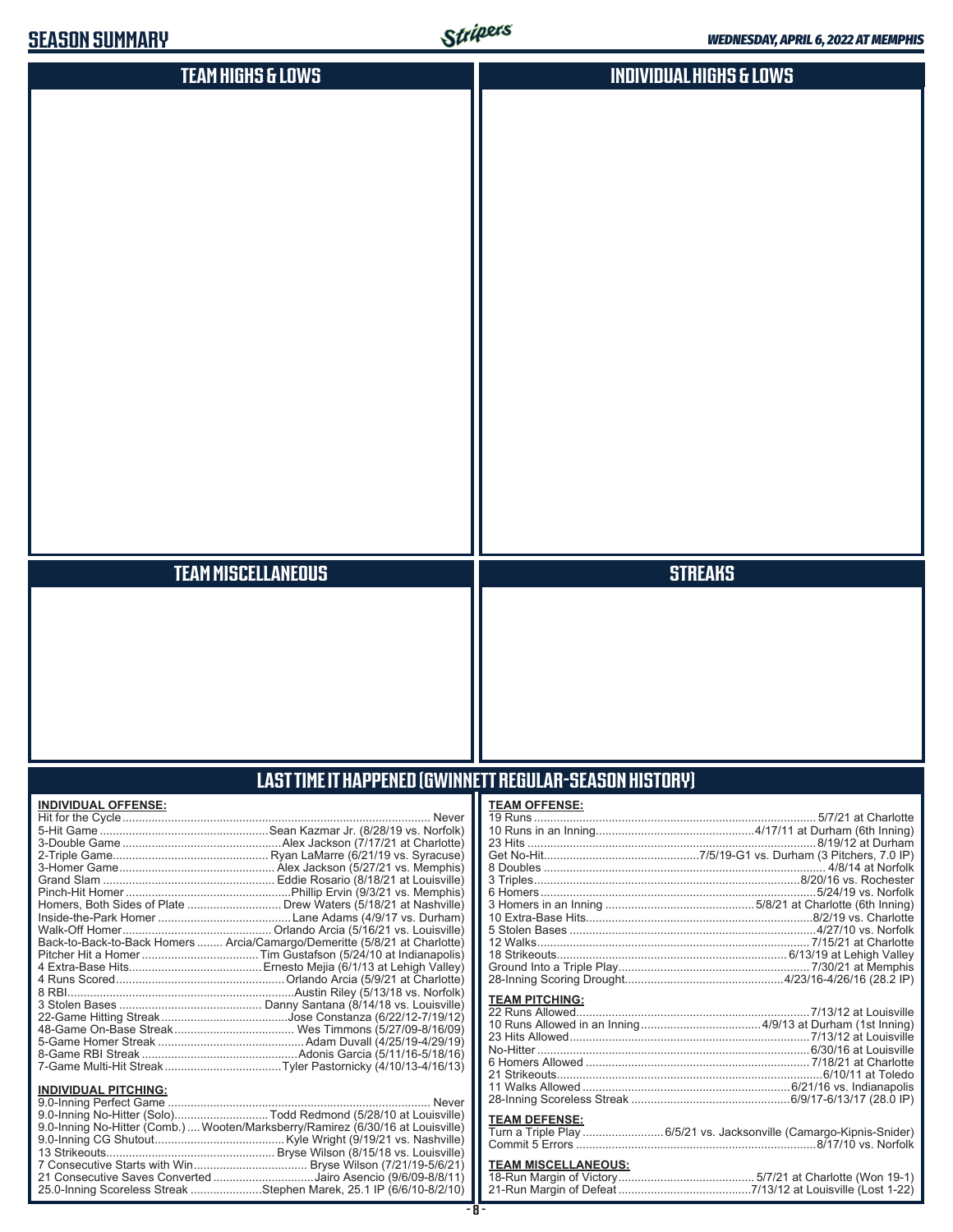## SEASON SUMMARY

*WEDNESDAY, APRIL 6, 2022 AT MEMPHIS*

## TEAM HIGHS & LOWS

## INDIVIDUAL HIGHS & LOWS

## TEAM MISCELLANEOUS

## STREAKS

## LAST TIME IT HAPPENED (GWINNETT REGULAR-SEASON HISTORY)

**INDIVIDUAL OFFENSE:**

| | |
|---|---|
| Hit for the Cycle | Never |
| 5-Hit Game | Sean Kazmar Jr. (8/28/19 vs. Norfolk) |
| 3-Double Game | Alex Jackson (7/17/21 at Charlotte) |
| 2-Triple Game | Ryan LaMarre (6/21/19 vs. Syracuse) |
| 3-Homer Game | Alex Jackson (5/27/21 vs. Memphis) |
| Grand Slam | Eddie Rosario (8/18/21 at Louisville) |
| Pinch-Hit Homer | Phillip Ervin (9/3/21 vs. Memphis) |
| Homers, Both Sides of Plate | Drew Waters (5/18/21 at Nashville) |
| Inside-the-Park Homer | Lane Adams (4/9/17 vs. Durham) |
| Walk-Off Homer | Orlando Arcia (5/16/21 vs. Louisville) |
| Back-to-Back-to-Back Homers | Arcia/Camargo/Demeritte (5/8/21 at Charlotte) |
| Pitcher Hit a Homer | Tim Gustafson (5/24/10 at Indianapolis) |
| 4 Extra-Base Hits | Ernesto Mejia (6/1/13 at Lehigh Valley) |
| 4 Runs Scored | Orlando Arcia (5/9/21 at Charlotte) |
| 8 RBI | Austin Riley (5/13/18 vs. Norfolk) |
| 3 Stolen Bases | Danny Santana (8/14/18 vs. Louisville) |
| 22-Game Hitting Streak | Jose Constanza (6/22/12-7/19/12) |
| 48-Game On-Base Streak | Wes Timmons (5/27/09-8/16/09) |
| 5-Game Homer Streak | Adam Duvall (4/25/19-4/29/19) |
| 8-Game RBI Streak | Adonis Garcia (5/11/16-5/18/16) |
| 7-Game Multi-Hit Streak | Tyler Pastornicky (4/10/13-4/16/13) |

**INDIVIDUAL PITCHING:**

| | |
|---|---|
| 9.0-Inning Perfect Game | Never |
| 9.0-Inning No-Hitter (Solo) | Todd Redmond (5/28/10 at Louisville) |
| 9.0-Inning No-Hitter (Comb.) | Wooten/Marksberry/Ramirez (6/30/16 at Louisville) |
| 9.0-Inning CG Shutout | Kyle Wright (9/19/21 vs. Nashville) |
| 13 Strikeouts | Bryse Wilson (8/15/18 vs. Louisville) |
| 7 Consecutive Starts with Win | Bryse Wilson (7/21/19-5/6/21) |
| 21 Consecutive Saves Converted | Jairo Asencio (9/6/09-8/8/11) |
| 25.0-Inning Scoreless Streak | Stephen Marek, 25.1 IP (6/6/10-8/2/10) |

**TEAM OFFENSE:**

| | |
|---|---|
| 19 Runs | 5/7/21 at Charlotte |
| 10 Runs in an Inning | 4/17/11 at Durham (6th Inning) |
| 23 Hits | 8/19/12 at Durham |
| Get No-Hit | 7/5/19-G1 vs. Durham (3 Pitchers, 7.0 IP) |
| 8 Doubles | 4/8/14 at Norfolk |
| 3 Triples | 8/20/16 vs. Rochester |
| 6 Homers | 5/24/19 vs. Norfolk |
| 3 Homers in an Inning | 5/8/21 at Charlotte (6th Inning) |
| 10 Extra-Base Hits | 8/2/19 vs. Charlotte |
| 5 Stolen Bases | 4/27/10 vs. Norfolk |
| 12 Walks | 7/15/21 at Charlotte |
| 18 Strikeouts | 6/13/19 at Lehigh Valley |
| Ground Into a Triple Play | 7/30/21 at Memphis |
| 28-Inning Scoring Drought | 4/23/16-4/26/16 (28.2 IP) |

**TEAM PITCHING:**

| | |
|---|---|
| 22 Runs Allowed | 7/13/12 at Louisville |
| 10 Runs Allowed in an Inning | 4/9/13 at Durham (1st Inning) |
| 23 Hits Allowed | 7/13/12 at Louisville |
| No-Hitter | 6/30/16 at Louisville |
| 6 Homers Allowed | 7/18/21 at Charlotte |
| 21 Strikeouts | 6/10/11 at Toledo |
| 11 Walks Allowed | 6/21/16 vs. Indianapolis |
| 28-Inning Scoreless Streak | 6/9/17-6/13/17 (28.0 IP) |

**TEAM DEFENSE:**

| | |
|---|---|
| Turn a Triple Play | 6/5/21 vs. Jacksonville (Camargo-Kipnis-Snider) |
| Commit 5 Errors | 8/17/10 vs. Norfolk |

**TEAM MISCELLANEOUS:**

| | |
|---|---|
| 18-Run Margin of Victory | 5/7/21 at Charlotte (Won 19-1) |
| 21-Run Margin of Defeat | 7/13/12 at Louisville (Lost 1-22) |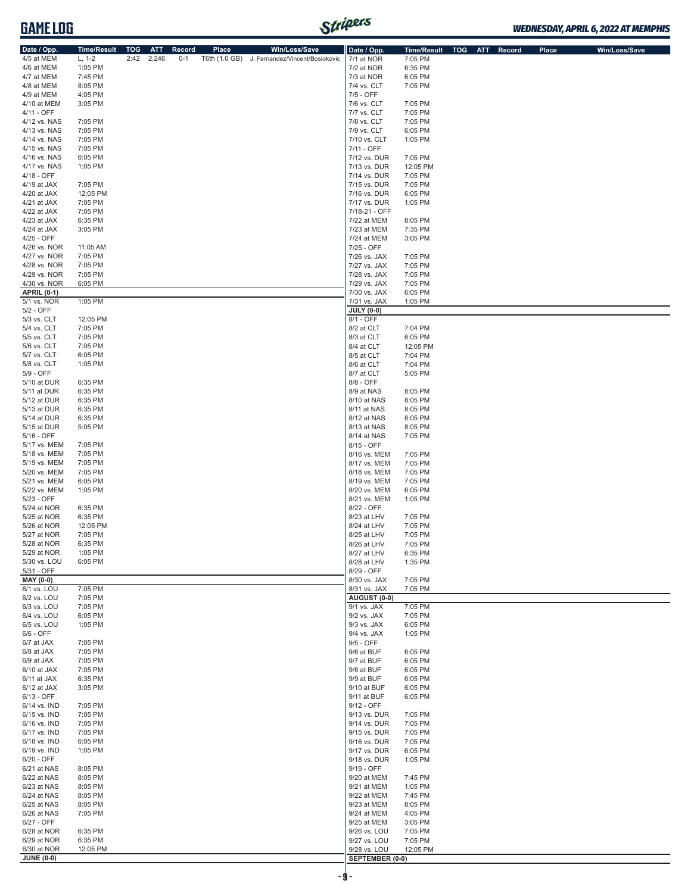# GAME LOG

*WEDNESDAY, APRIL 6, 2022 AT MEMPHIS*

| Date / Opp. | Time/Result | TOG | ATT | Record | Place | Win/Loss/Save |
|---|---|---|---|---|---|---|
| 4/5 at MEM | L, 1-2 | 2:42 | 2,246 | 0-1 | T6th (1.0 GB) | J. Fernandez/Vincent/Bosiokovic |
| 4/6 at MEM | 1:05 PM | | | | | |
| 4/7 at MEM | 7:45 PM | | | | | |
| 4/8 at MEM | 8:05 PM | | | | | |
| 4/9 at MEM | 4:05 PM | | | | | |
| 4/10 at MEM | 3:05 PM | | | | | |
| 4/11 - OFF | | | | | | |
| 4/12 vs. NAS | 7:05 PM | | | | | |
| 4/13 vs. NAS | 7:05 PM | | | | | |
| 4/14 vs. NAS | 7:05 PM | | | | | |
| 4/15 vs. NAS | 7:05 PM | | | | | |
| 4/16 vs. NAS | 6:05 PM | | | | | |
| 4/17 vs. NAS | 1:05 PM | | | | | |
| 4/18 - OFF | | | | | | |
| 4/19 at JAX | 7:05 PM | | | | | |
| 4/20 at JAX | 12:05 PM | | | | | |
| 4/21 at JAX | 7:05 PM | | | | | |
| 4/22 at JAX | 7:05 PM | | | | | |
| 4/23 at JAX | 6:35 PM | | | | | |
| 4/24 at JAX | 3:05 PM | | | | | |
| 4/25 - OFF | | | | | | |
| 4/26 vs. NOR | 11:05 AM | | | | | |
| 4/27 vs. NOR | 7:05 PM | | | | | |
| 4/28 vs. NOR | 7:05 PM | | | | | |
| 4/29 vs. NOR | 7:05 PM | | | | | |
| 4/30 vs. NOR | 6:05 PM | | | | | |
| **APRIL (0-1)** | | | | | | |
| 5/1 vs. NOR | 1:05 PM | | | | | |
| 5/2 - OFF | | | | | | |
| 5/3 vs. CLT | 12:05 PM | | | | | |
| 5/4 vs. CLT | 7:05 PM | | | | | |
| 5/5 vs. CLT | 7:05 PM | | | | | |
| 5/6 vs. CLT | 7:05 PM | | | | | |
| 5/7 vs. CLT | 6:05 PM | | | | | |
| 5/8 vs. CLT | 1:05 PM | | | | | |
| 5/9 - OFF | | | | | | |
| 5/10 at DUR | 6:35 PM | | | | | |
| 5/11 at DUR | 6:35 PM | | | | | |
| 5/12 at DUR | 6:35 PM | | | | | |
| 5/13 at DUR | 6:35 PM | | | | | |
| 5/14 at DUR | 6:35 PM | | | | | |
| 5/15 at DUR | 5:05 PM | | | | | |
| 5/16 - OFF | | | | | | |
| 5/17 vs. MEM | 7:05 PM | | | | | |
| 5/18 vs. MEM | 7:05 PM | | | | | |
| 5/19 vs. MEM | 7:05 PM | | | | | |
| 5/20 vs. MEM | 7:05 PM | | | | | |
| 5/21 vs. MEM | 6:05 PM | | | | | |
| 5/22 vs. MEM | 1:05 PM | | | | | |
| 5/23 - OFF | | | | | | |
| 5/24 at NOR | 6:35 PM | | | | | |
| 5/25 at NOR | 6:35 PM | | | | | |
| 5/26 at NOR | 12:05 PM | | | | | |
| 5/27 at NOR | 7:05 PM | | | | | |
| 5/28 at NOR | 6:35 PM | | | | | |
| 5/29 at NOR | 1:05 PM | | | | | |
| 5/30 vs. LOU | 6:05 PM | | | | | |
| 5/31 - OFF | | | | | | |
| **MAY (0-0)** | | | | | | |
| 6/1 vs. LOU | 7:05 PM | | | | | |
| 6/2 vs. LOU | 7:05 PM | | | | | |
| 6/3 vs. LOU | 7:05 PM | | | | | |
| 6/4 vs. LOU | 6:05 PM | | | | | |
| 6/5 vs. LOU | 1:05 PM | | | | | |
| 6/6 - OFF | | | | | | |
| 6/7 at JAX | 7:05 PM | | | | | |
| 6/8 at JAX | 7:05 PM | | | | | |
| 6/9 at JAX | 7:05 PM | | | | | |
| 6/10 at JAX | 7:05 PM | | | | | |
| 6/11 at JAX | 6:35 PM | | | | | |
| 6/12 at JAX | 3:05 PM | | | | | |
| 6/13 - OFF | | | | | | |
| 6/14 vs. IND | 7:05 PM | | | | | |
| 6/15 vs. IND | 7:05 PM | | | | | |
| 6/16 vs. IND | 7:05 PM | | | | | |
| 6/17 vs. IND | 7:05 PM | | | | | |
| 6/18 vs. IND | 6:05 PM | | | | | |
| 6/19 vs. IND | 1:05 PM | | | | | |
| 6/20 - OFF | | | | | | |
| 6/21 at NAS | 8:05 PM | | | | | |
| 6/22 at NAS | 8:05 PM | | | | | |
| 6/23 at NAS | 8:05 PM | | | | | |
| 6/24 at NAS | 8:05 PM | | | | | |
| 6/25 at NAS | 8:05 PM | | | | | |
| 6/26 at NAS | 7:05 PM | | | | | |
| 6/27 - OFF | | | | | | |
| 6/28 at NOR | 6:35 PM | | | | | |
| 6/29 at NOR | 6:35 PM | | | | | |
| 6/30 at NOR | 12:05 PM | | | | | |
| **JUNE (0-0)** | | | | | | |

| Date / Opp. | Time/Result | TOG | ATT | Record | Place | Win/Loss/Save |
|---|---|---|---|---|---|---|
| 7/1 at NOR | 7:05 PM | | | | | |
| 7/2 at NOR | 6:35 PM | | | | | |
| 7/3 at NOR | 6:05 PM | | | | | |
| 7/4 vs. CLT | 7:05 PM | | | | | |
| 7/5 - OFF | | | | | | |
| 7/6 vs. CLT | 7:05 PM | | | | | |
| 7/7 vs. CLT | 7:05 PM | | | | | |
| 7/8 vs. CLT | 7:05 PM | | | | | |
| 7/9 vs. CLT | 6:05 PM | | | | | |
| 7/10 vs. CLT | 1:05 PM | | | | | |
| 7/11 - OFF | | | | | | |
| 7/12 vs. DUR | 7:05 PM | | | | | |
| 7/13 vs. DUR | 12:05 PM | | | | | |
| 7/14 vs. DUR | 7:05 PM | | | | | |
| 7/15 vs. DUR | 7:05 PM | | | | | |
| 7/16 vs. DUR | 6:05 PM | | | | | |
| 7/17 vs. DUR | 1:05 PM | | | | | |
| 7/18-21 - OFF | | | | | | |
| 7/22 at MEM | 8:05 PM | | | | | |
| 7/23 at MEM | 7:35 PM | | | | | |
| 7/24 at MEM | 3:05 PM | | | | | |
| 7/25 - OFF | | | | | | |
| 7/26 vs. JAX | 7:05 PM | | | | | |
| 7/27 vs. JAX | 7:05 PM | | | | | |
| 7/28 vs. JAX | 7:05 PM | | | | | |
| 7/29 vs. JAX | 7:05 PM | | | | | |
| 7/30 vs. JAX | 6:05 PM | | | | | |
| 7/31 vs. JAX | 1:05 PM | | | | | |
| **JULY (0-0)** | | | | | | |
| 8/1 - OFF | | | | | | |
| 8/2 at CLT | 7:04 PM | | | | | |
| 8/3 at CLT | 6:05 PM | | | | | |
| 8/4 at CLT | 12:05 PM | | | | | |
| 8/5 at CLT | 7:04 PM | | | | | |
| 8/6 at CLT | 7:04 PM | | | | | |
| 8/7 at CLT | 5:05 PM | | | | | |
| 8/8 - OFF | | | | | | |
| 8/9 at NAS | 8:05 PM | | | | | |
| 8/10 at NAS | 8:05 PM | | | | | |
| 8/11 at NAS | 8:05 PM | | | | | |
| 8/12 at NAS | 8:05 PM | | | | | |
| 8/13 at NAS | 8:05 PM | | | | | |
| 8/14 at NAS | 7:05 PM | | | | | |
| 8/15 - OFF | | | | | | |
| 8/16 vs. MEM | 7:05 PM | | | | | |
| 8/17 vs. MEM | 7:05 PM | | | | | |
| 8/18 vs. MEM | 7:05 PM | | | | | |
| 8/19 vs. MEM | 7:05 PM | | | | | |
| 8/20 vs. MEM | 6:05 PM | | | | | |
| 8/21 vs. MEM | 1:05 PM | | | | | |
| 8/22 - OFF | | | | | | |
| 8/23 at LHV | 7:05 PM | | | | | |
| 8/24 at LHV | 7:05 PM | | | | | |
| 8/25 at LHV | 7:05 PM | | | | | |
| 8/26 at LHV | 7:05 PM | | | | | |
| 8/27 at LHV | 6:35 PM | | | | | |
| 8/28 at LHV | 1:35 PM | | | | | |
| 8/29 - OFF | | | | | | |
| 8/30 vs. JAX | 7:05 PM | | | | | |
| 8/31 vs. JAX | 7:05 PM | | | | | |
| **AUGUST (0-0)** | | | | | | |
| 9/1 vs. JAX | 7:05 PM | | | | | |
| 9/2 vs. JAX | 7:05 PM | | | | | |
| 9/3 vs. JAX | 6:05 PM | | | | | |
| 9/4 vs. JAX | 1:05 PM | | | | | |
| 9/5 - OFF | | | | | | |
| 9/6 at BUF | 6:05 PM | | | | | |
| 9/7 at BUF | 6:05 PM | | | | | |
| 9/8 at BUF | 6:05 PM | | | | | |
| 9/9 at BUF | 6:05 PM | | | | | |
| 9/10 at BUF | 6:05 PM | | | | | |
| 9/11 at BUF | 6:05 PM | | | | | |
| 9/12 - OFF | | | | | | |
| 9/13 vs. DUR | 7:05 PM | | | | | |
| 9/14 vs. DUR | 7:05 PM | | | | | |
| 9/15 vs. DUR | 7:05 PM | | | | | |
| 9/16 vs. DUR | 7:05 PM | | | | | |
| 9/17 vs. DUR | 6:05 PM | | | | | |
| 9/18 vs. DUR | 1:05 PM | | | | | |
| 9/19 - OFF | | | | | | |
| 9/20 at MEM | 7:45 PM | | | | | |
| 9/21 at MEM | 1:05 PM | | | | | |
| 9/22 at MEM | 7:45 PM | | | | | |
| 9/23 at MEM | 8:05 PM | | | | | |
| 9/24 at MEM | 4:05 PM | | | | | |
| 9/25 at MEM | 3:05 PM | | | | | |
| 9/26 vs. LOU | 7:05 PM | | | | | |
| 9/27 vs. LOU | 7:05 PM | | | | | |
| 9/28 vs. LOU | 12:05 PM | | | | | |
| **SEPTEMBER (0-0)** | | | | | | |